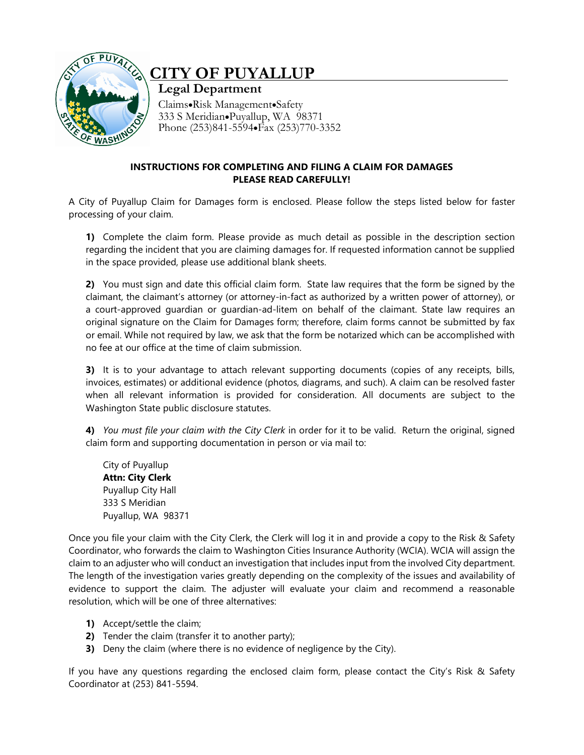# CITY OF PUYALLUP

## Legal Department

Claims•Risk Management•Safety
333 S Meridian•Puyallup, WA 98371
Phone (253)841-5594•Fax (253)770-3352

### INSTRUCTIONS FOR COMPLETING AND FILING A CLAIM FOR DAMAGES
### PLEASE READ CAREFULLY!

A City of Puyallup Claim for Damages form is enclosed. Please follow the steps listed below for faster processing of your claim.

**1)** Complete the claim form. Please provide as much detail as possible in the description section regarding the incident that you are claiming damages for. If requested information cannot be supplied in the space provided, please use additional blank sheets.

**2)** You must sign and date this official claim form. State law requires that the form be signed by the claimant, the claimant's attorney (or attorney-in-fact as authorized by a written power of attorney), or a court-approved guardian or guardian-ad-litem on behalf of the claimant. State law requires an original signature on the Claim for Damages form; therefore, claim forms cannot be submitted by fax or email. While not required by law, we ask that the form be notarized which can be accomplished with no fee at our office at the time of claim submission.

**3)** It is to your advantage to attach relevant supporting documents (copies of any receipts, bills, invoices, estimates) or additional evidence (photos, diagrams, and such). A claim can be resolved faster when all relevant information is provided for consideration. All documents are subject to the Washington State public disclosure statutes.

**4)** *You must file your claim with the City Clerk* in order for it to be valid. Return the original, signed claim form and supporting documentation in person or via mail to:

City of Puyallup
**Attn: City Clerk**
Puyallup City Hall
333 S Meridian
Puyallup, WA 98371

Once you file your claim with the City Clerk, the Clerk will log it in and provide a copy to the Risk & Safety Coordinator, who forwards the claim to Washington Cities Insurance Authority (WCIA). WCIA will assign the claim to an adjuster who will conduct an investigation that includes input from the involved City department. The length of the investigation varies greatly depending on the complexity of the issues and availability of evidence to support the claim. The adjuster will evaluate your claim and recommend a reasonable resolution, which will be one of three alternatives:

**1)** Accept/settle the claim;
**2)** Tender the claim (transfer it to another party);
**3)** Deny the claim (where there is no evidence of negligence by the City).

If you have any questions regarding the enclosed claim form, please contact the City's Risk & Safety Coordinator at (253) 841-5594.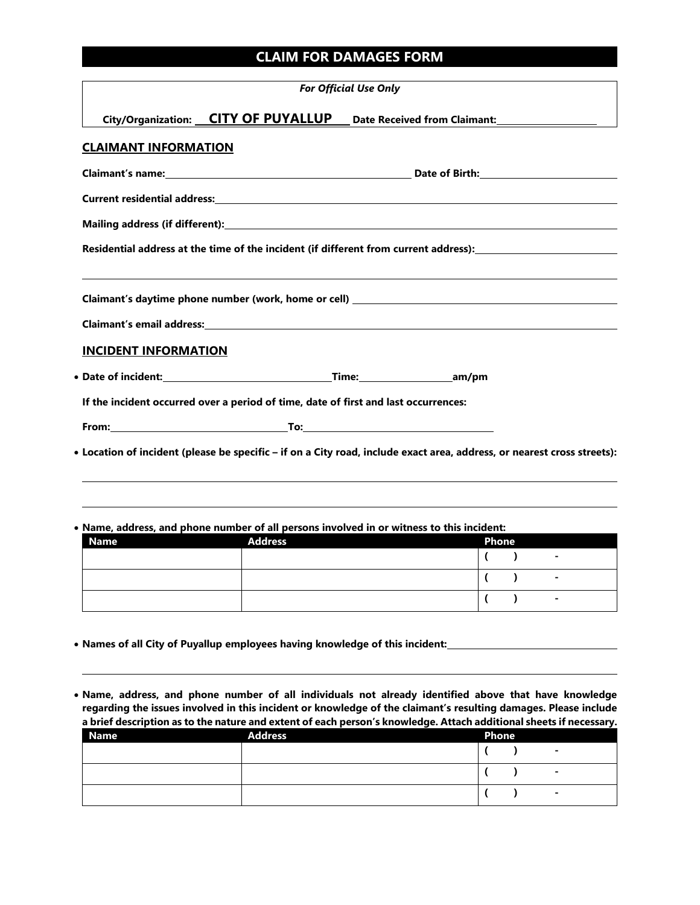# CLAIM FOR DAMAGES FORM

*For Official Use Only*

**City/Organization:** **CITY OF PUYALLUP** **Date Received from Claimant:**\_\_\_\_\_\_\_\_\_\_\_\_\_\_\_\_\_\_\_\_

## CLAIMANT INFORMATION

**Claimant's name:**\_\_\_\_\_\_\_\_\_\_\_\_\_\_\_\_\_\_\_\_\_\_\_\_\_\_\_\_\_\_\_\_\_\_\_\_\_\_\_\_ **Date of Birth:**\_\_\_\_\_\_\_\_\_\_\_\_\_\_\_\_\_\_\_\_

**Current residential address:**\_\_\_\_\_\_\_\_\_\_\_\_\_\_\_\_\_\_\_\_\_\_\_\_\_\_\_\_\_\_\_\_\_\_\_\_\_\_\_\_\_\_\_\_\_\_\_\_\_\_\_\_\_\_\_\_\_\_

**Mailing address (if different):**\_\_\_\_\_\_\_\_\_\_\_\_\_\_\_\_\_\_\_\_\_\_\_\_\_\_\_\_\_\_\_\_\_\_\_\_\_\_\_\_\_\_\_\_\_\_\_\_\_\_\_\_\_\_\_

**Residential address at the time of the incident (if different from current address):**\_\_\_\_\_\_\_\_\_\_\_\_\_\_\_\_\_\_\_\_

\_\_\_\_\_\_\_\_\_\_\_\_\_\_\_\_\_\_\_\_\_\_\_\_\_\_\_\_\_\_\_\_\_\_\_\_\_\_\_\_\_\_\_\_\_\_\_\_\_\_\_\_\_\_\_\_\_\_\_\_\_\_\_\_\_\_\_\_\_\_\_\_\_\_\_\_\_\_\_\_\_\_\_\_

**Claimant's daytime phone number (work, home or cell)** \_\_\_\_\_\_\_\_\_\_\_\_\_\_\_\_\_\_\_\_\_\_\_\_\_\_\_\_\_\_\_\_\_\_\_\_\_\_\_\_\_\_

**Claimant's email address:**\_\_\_\_\_\_\_\_\_\_\_\_\_\_\_\_\_\_\_\_\_\_\_\_\_\_\_\_\_\_\_\_\_\_\_\_\_\_\_\_\_\_\_\_\_\_\_\_\_\_\_\_\_\_\_\_\_\_\_\_\_

## INCIDENT INFORMATION

- **Date of incident:**\_\_\_\_\_\_\_\_\_\_\_\_\_\_\_\_\_\_\_\_\_\_\_\_\_\_\_\_**Time:**\_\_\_\_\_\_\_\_\_\_\_\_\_\_\_\_**am/pm**

**If the incident occurred over a period of time, date of first and last occurrences:**

**From:**\_\_\_\_\_\_\_\_\_\_\_\_\_\_\_\_\_\_\_\_\_\_\_\_\_\_\_\_\_\_**To:**\_\_\_\_\_\_\_\_\_\_\_\_\_\_\_\_\_\_\_\_\_\_\_\_\_\_\_\_\_\_\_\_\_\_

- **Location of incident (please be specific – if on a City road, include exact area, address, or nearest cross streets):**

\_\_\_\_\_\_\_\_\_\_\_\_\_\_\_\_\_\_\_\_\_\_\_\_\_\_\_\_\_\_\_\_\_\_\_\_\_\_\_\_\_\_\_\_\_\_\_\_\_\_\_\_\_\_\_\_\_\_\_\_\_\_\_\_\_\_\_\_\_\_\_\_\_\_\_\_\_\_\_\_\_\_\_\_

\_\_\_\_\_\_\_\_\_\_\_\_\_\_\_\_\_\_\_\_\_\_\_\_\_\_\_\_\_\_\_\_\_\_\_\_\_\_\_\_\_\_\_\_\_\_\_\_\_\_\_\_\_\_\_\_\_\_\_\_\_\_\_\_\_\_\_\_\_\_\_\_\_\_\_\_\_\_\_\_\_\_\_\_

- **Name, address, and phone number of all persons involved in or witness to this incident:**

| Name | Address | Phone |
|---|---|---|
| | | ( ) - |
| | | ( ) - |
| | | ( ) - |

- **Names of all City of Puyallup employees having knowledge of this incident:**\_\_\_\_\_\_\_\_\_\_\_\_\_\_\_\_\_\_\_\_\_\_\_\_\_\_\_\_

\_\_\_\_\_\_\_\_\_\_\_\_\_\_\_\_\_\_\_\_\_\_\_\_\_\_\_\_\_\_\_\_\_\_\_\_\_\_\_\_\_\_\_\_\_\_\_\_\_\_\_\_\_\_\_\_\_\_\_\_\_\_\_\_\_\_\_\_\_\_\_\_\_\_\_\_\_\_\_\_\_\_\_\_

- **Name, address, and phone number of all individuals not already identified above that have knowledge regarding the issues involved in this incident or knowledge of the claimant's resulting damages. Please include a brief description as to the nature and extent of each person's knowledge. Attach additional sheets if necessary.**

| Name | Address | Phone |
|---|---|---|
| | | ( ) - |
| | | ( ) - |
| | | ( ) - |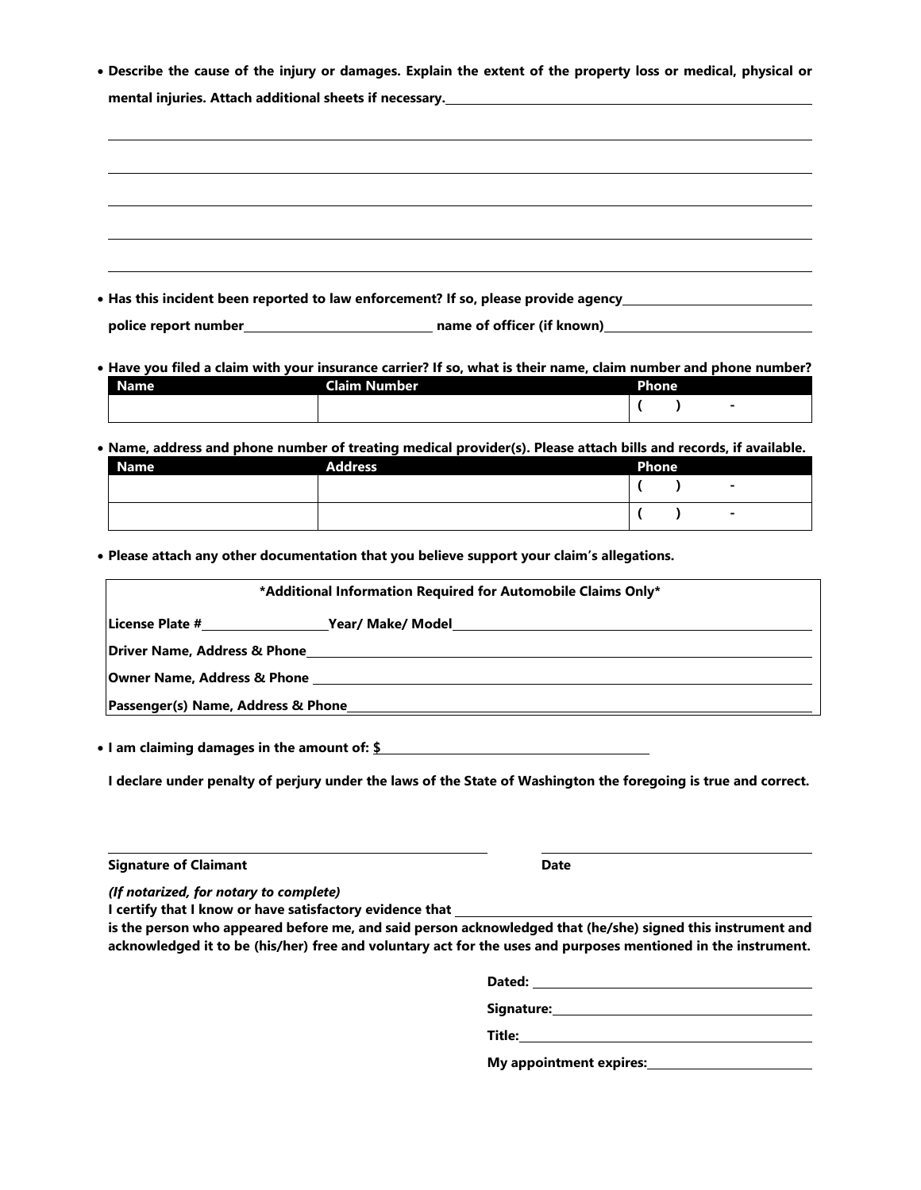- **Describe the cause of the injury or damages. Explain the extent of the property loss or medical, physical or mental injuries. Attach additional sheets if necessary.** \_\_\_\_\_\_\_\_\_\_\_\_\_\_\_\_\_\_\_\_\_\_\_\_\_\_\_\_\_\_\_\_

\_\_\_\_\_\_\_\_\_\_\_\_\_\_\_\_\_\_\_\_\_\_\_\_\_\_\_\_\_\_\_\_\_\_\_\_\_\_\_\_\_\_\_\_\_\_\_\_\_\_\_\_\_\_\_\_\_\_\_\_\_\_\_\_\_\_\_\_\_\_\_\_\_\_\_\_\_\_

\_\_\_\_\_\_\_\_\_\_\_\_\_\_\_\_\_\_\_\_\_\_\_\_\_\_\_\_\_\_\_\_\_\_\_\_\_\_\_\_\_\_\_\_\_\_\_\_\_\_\_\_\_\_\_\_\_\_\_\_\_\_\_\_\_\_\_\_\_\_\_\_\_\_\_\_\_\_

\_\_\_\_\_\_\_\_\_\_\_\_\_\_\_\_\_\_\_\_\_\_\_\_\_\_\_\_\_\_\_\_\_\_\_\_\_\_\_\_\_\_\_\_\_\_\_\_\_\_\_\_\_\_\_\_\_\_\_\_\_\_\_\_\_\_\_\_\_\_\_\_\_\_\_\_\_\_

\_\_\_\_\_\_\_\_\_\_\_\_\_\_\_\_\_\_\_\_\_\_\_\_\_\_\_\_\_\_\_\_\_\_\_\_\_\_\_\_\_\_\_\_\_\_\_\_\_\_\_\_\_\_\_\_\_\_\_\_\_\_\_\_\_\_\_\_\_\_\_\_\_\_\_\_\_\_

\_\_\_\_\_\_\_\_\_\_\_\_\_\_\_\_\_\_\_\_\_\_\_\_\_\_\_\_\_\_\_\_\_\_\_\_\_\_\_\_\_\_\_\_\_\_\_\_\_\_\_\_\_\_\_\_\_\_\_\_\_\_\_\_\_\_\_\_\_\_\_\_\_\_\_\_\_\_

- **Has this incident been reported to law enforcement? If so, please provide agency** \_\_\_\_\_\_\_\_\_\_\_\_\_\_\_\_\_\_\_\_

**police report number** \_\_\_\_\_\_\_\_\_\_\_\_\_\_\_\_\_\_\_\_ **name of officer (if known)** \_\_\_\_\_\_\_\_\_\_\_\_\_\_\_\_\_\_\_\_

- **Have you filed a claim with your insurance carrier? If so, what is their name, claim number and phone number?**

| Name | Claim Number | Phone |
|---|---|---|
| | | (    )    - |

- **Name, address and phone number of treating medical provider(s). Please attach bills and records, if available.**

| Name | Address | Phone |
|---|---|---|
| | | (    )    - |
| | | (    )    - |

- **Please attach any other documentation that you believe support your claim's allegations.**

**\*Additional Information Required for Automobile Claims Only\***

**License Plate #** \_\_\_\_\_\_\_\_\_\_\_\_\_\_\_\_ **Year/ Make/ Model** \_\_\_\_\_\_\_\_\_\_\_\_\_\_\_\_\_\_\_\_\_\_\_\_\_\_\_\_\_\_\_\_

**Driver Name, Address & Phone** \_\_\_\_\_\_\_\_\_\_\_\_\_\_\_\_\_\_\_\_\_\_\_\_\_\_\_\_\_\_\_\_\_\_\_\_\_\_\_\_\_\_\_\_

**Owner Name, Address & Phone** \_\_\_\_\_\_\_\_\_\_\_\_\_\_\_\_\_\_\_\_\_\_\_\_\_\_\_\_\_\_\_\_\_\_\_\_\_\_\_\_\_\_\_\_

**Passenger(s) Name, Address & Phone** \_\_\_\_\_\_\_\_\_\_\_\_\_\_\_\_\_\_\_\_\_\_\_\_\_\_\_\_\_\_\_\_\_\_\_\_\_\_\_\_

- **I am claiming damages in the amount of: $** \_\_\_\_\_\_\_\_\_\_\_\_\_\_\_\_\_\_\_\_\_\_\_\_\_\_\_\_

**I declare under penalty of perjury under the laws of the State of Washington the foregoing is true and correct.**

\_\_\_\_\_\_\_\_\_\_\_\_\_\_\_\_\_\_\_\_\_\_\_\_\_\_\_\_\_\_\_\_ \_\_\_\_\_\_\_\_\_\_\_\_\_\_\_\_\_\_\_\_\_\_\_\_

**Signature of Claimant** **Date**

***(If notarized, for notary to complete)***

**I certify that I know or have satisfactory evidence that** \_\_\_\_\_\_\_\_\_\_\_\_\_\_\_\_\_\_\_\_\_\_\_\_\_\_\_\_\_\_\_\_

**is the person who appeared before me, and said person acknowledged that (he/she) signed this instrument and acknowledged it to be (his/her) free and voluntary act for the uses and purposes mentioned in the instrument.**

**Dated:** \_\_\_\_\_\_\_\_\_\_\_\_\_\_\_\_\_\_\_\_\_\_\_\_

**Signature:** \_\_\_\_\_\_\_\_\_\_\_\_\_\_\_\_\_\_\_\_\_\_\_\_

**Title:** \_\_\_\_\_\_\_\_\_\_\_\_\_\_\_\_\_\_\_\_\_\_\_\_

**My appointment expires:** \_\_\_\_\_\_\_\_\_\_\_\_\_\_\_\_